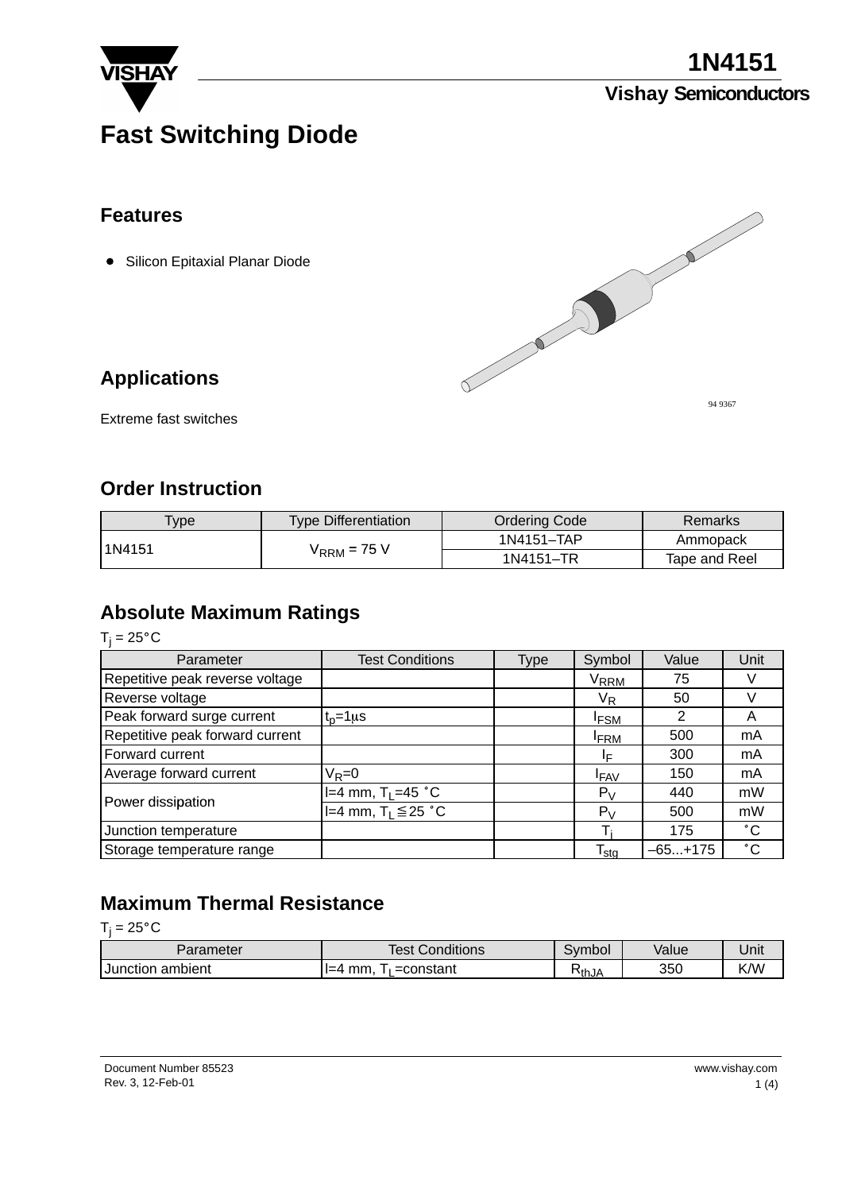# 1N4151

Vishay Semiconductors

# Fast Switching Diode

## Features

- Silicon Epitaxial Planar Diode

94 9367

## Applications

Extreme fast switches

## Order Instruction

| Type | Type Differentiation | Ordering Code | Remarks |
|---|---|---|---|
| 1N4151 | $V_{RRM}$ = 75 V | 1N4151–TAP | Ammopack |
| | | 1N4151–TR | Tape and Reel |

## Absolute Maximum Ratings

$T_j$ = 25°C

| Parameter | Test Conditions | Type | Symbol | Value | Unit |
|---|---|---|---|---|---|
| Repetitive peak reverse voltage | | | $V_{RRM}$ | 75 | V |
| Reverse voltage | | | $V_R$ | 50 | V |
| Peak forward surge current | $t_p$=1μs | | $I_{FSM}$ | 2 | A |
| Repetitive peak forward current | | | $I_{FRM}$ | 500 | mA |
| Forward current | | | $I_F$ | 300 | mA |
| Average forward current | $V_R$=0 | | $I_{FAV}$ | 150 | mA |
| Power dissipation | l=4 mm, $T_L$=45 °C | | $P_V$ | 440 | mW |
| | l=4 mm, $T_L \leqq$ 25 °C | | $P_V$ | 500 | mW |
| Junction temperature | | | $T_j$ | 175 | °C |
| Storage temperature range | | | $T_{stg}$ | –65...+175 | °C |

## Maximum Thermal Resistance

$T_j$ = 25°C

| Parameter | Test Conditions | Symbol | Value | Unit |
|---|---|---|---|---|
| Junction ambient | l=4 mm, $T_L$=constant | $R_{thJA}$ | 350 | K/W |

Document Number 85523
Rev. 3, 12-Feb-01

www.vishay.com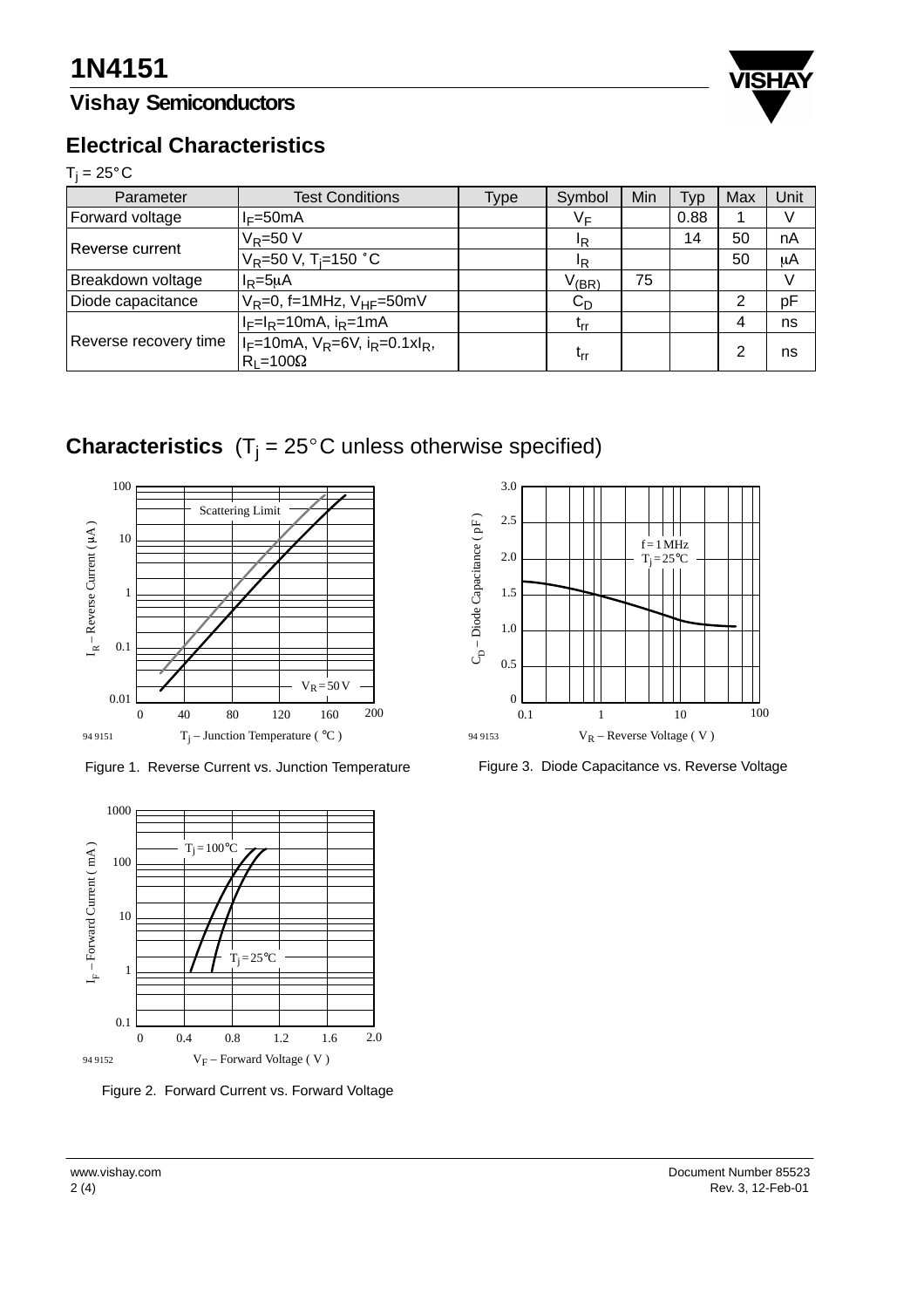## Electrical Characteristics

$T_j = 25°C$

| Parameter | Test Conditions | Type | Symbol | Min | Typ | Max | Unit |
|---|---|---|---|---|---|---|---|
| Forward voltage | $I_F$=50mA | | $V_F$ | | 0.88 | 1 | V |
| Reverse current | $V_R$=50 V | | $I_R$ | | 14 | 50 | nA |
| | $V_R$=50 V, $T_j$=150 °C | | $I_R$ | | | 50 | μA |
| Breakdown voltage | $I_R$=5μA | | $V_{(BR)}$ | 75 | | | V |
| Diode capacitance | $V_R$=0, f=1MHz, $V_{HF}$=50mV | | $C_D$ | | | 2 | pF |
| Reverse recovery time | $I_F$=$I_R$=10mA, $i_R$=1mA | | $t_{rr}$ | | | 4 | ns |
| | $I_F$=10mA, $V_R$=6V, $i_R$=0.1x$I_R$, $R_L$=100Ω | | $t_{rr}$ | | | 2 | ns |

## Characteristics ($T_j$ = 25°C unless otherwise specified)

100
10
1
0.1
0.01
Scattering Limit
$V_R$ = 50 V
0 40 80 120 160 200
$I_R$ – Reverse Current ( μA )
$T_j$ – Junction Temperature ( °C )
94 9151

Figure 1. Reverse Current vs. Junction Temperature

1000
100
10
1
0.1
$T_j$ = 100°C
$T_j$ = 25°C
0 0.4 0.8 1.2 1.6 2.0
$I_F$ – Forward Current ( mA )
$V_F$ – Forward Voltage ( V )
94 9152

Figure 2. Forward Current vs. Forward Voltage

3.0
2.5
2.0
1.5
1.0
0.5
0
f = 1 MHz
$T_j$ = 25°C
0.1 1 10 100
$C_D$ – Diode Capacitance ( pF )
$V_R$ – Reverse Voltage ( V )
94 9153

Figure 3. Diode Capacitance vs. Reverse Voltage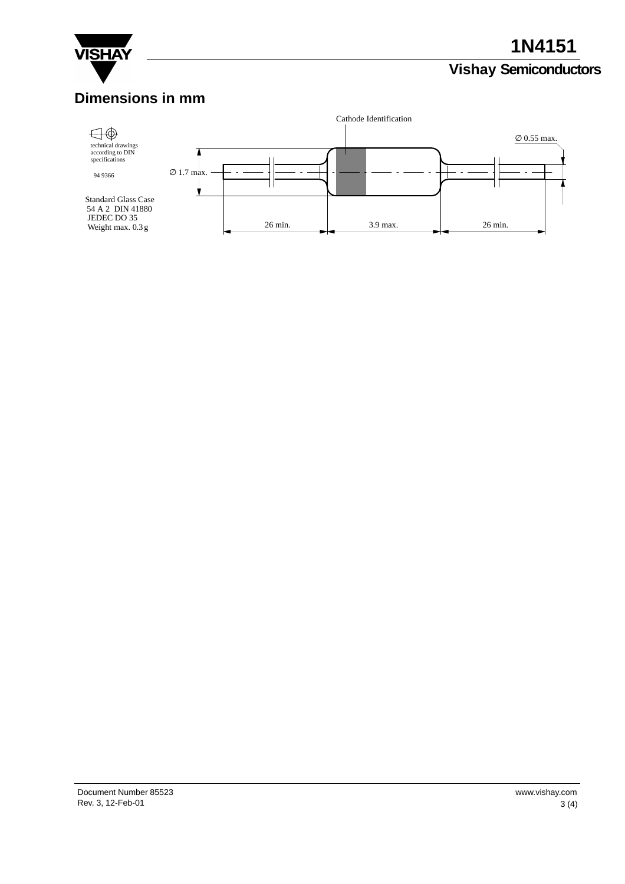## Dimensions in mm

technical drawings according to DIN specifications

94 9366

Cathode Identification

∅ 0.55 max.

∅ 1.7 max.

26 min.

3.9 max.

26 min.

Standard Glass Case
54 A 2 DIN 41880
JEDEC DO 35
Weight max. 0.3 g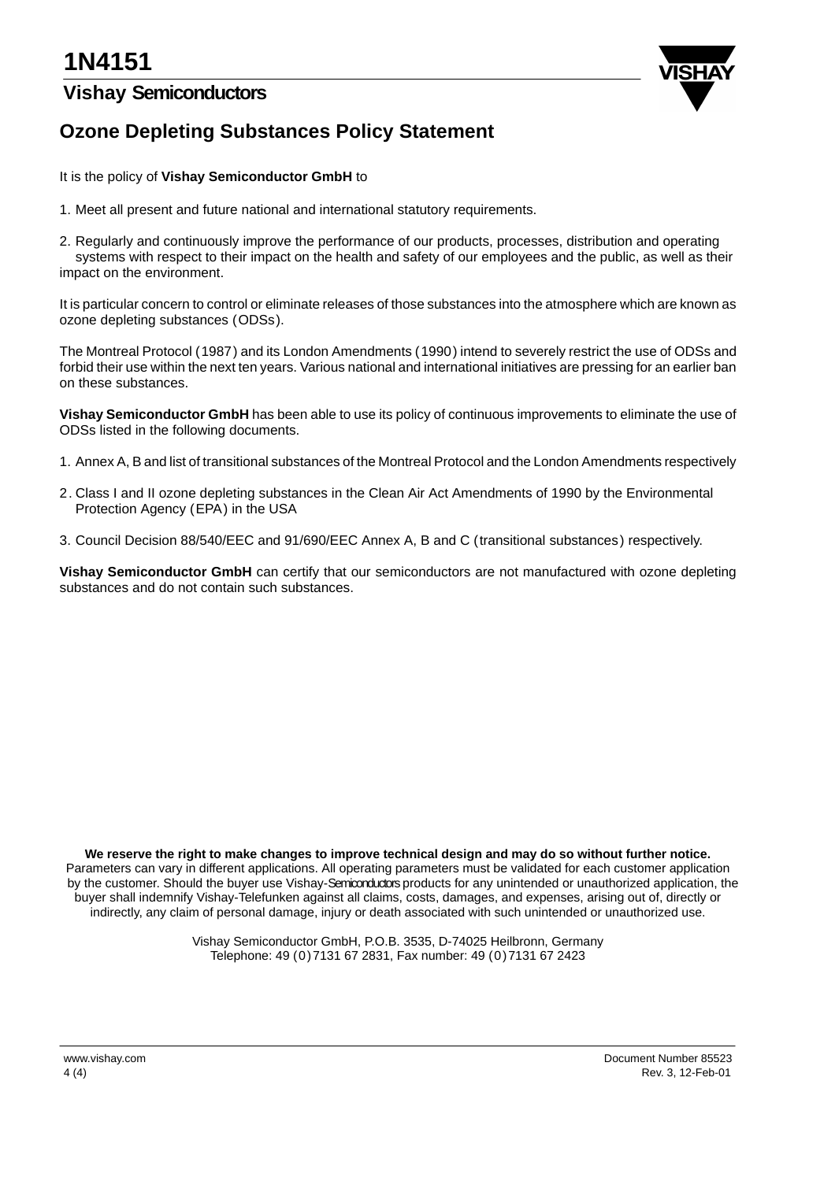## Ozone Depleting Substances Policy Statement

It is the policy of **Vishay Semiconductor GmbH** to

1. Meet all present and future national and international statutory requirements.

2. Regularly and continuously improve the performance of our products, processes, distribution and operating systems with respect to their impact on the health and safety of our employees and the public, as well as their impact on the environment.

It is particular concern to control or eliminate releases of those substances into the atmosphere which are known as ozone depleting substances (ODSs).

The Montreal Protocol (1987) and its London Amendments (1990) intend to severely restrict the use of ODSs and forbid their use within the next ten years. Various national and international initiatives are pressing for an earlier ban on these substances.

**Vishay Semiconductor GmbH** has been able to use its policy of continuous improvements to eliminate the use of ODSs listed in the following documents.

1. Annex A, B and list of transitional substances of the Montreal Protocol and the London Amendments respectively

2. Class I and II ozone depleting substances in the Clean Air Act Amendments of 1990 by the Environmental Protection Agency (EPA) in the USA

3. Council Decision 88/540/EEC and 91/690/EEC Annex A, B and C (transitional substances) respectively.

**Vishay Semiconductor GmbH** can certify that our semiconductors are not manufactured with ozone depleting substances and do not contain such substances.

**We reserve the right to make changes to improve technical design and may do so without further notice.**
Parameters can vary in different applications. All operating parameters must be validated for each customer application by the customer. Should the buyer use Vishay-Semiconductors products for any unintended or unauthorized application, the buyer shall indemnify Vishay-Telefunken against all claims, costs, damages, and expenses, arising out of, directly or indirectly, any claim of personal damage, injury or death associated with such unintended or unauthorized use.

Vishay Semiconductor GmbH, P.O.B. 3535, D-74025 Heilbronn, Germany
Telephone: 49 (0)7131 67 2831, Fax number: 49 (0)7131 67 2423